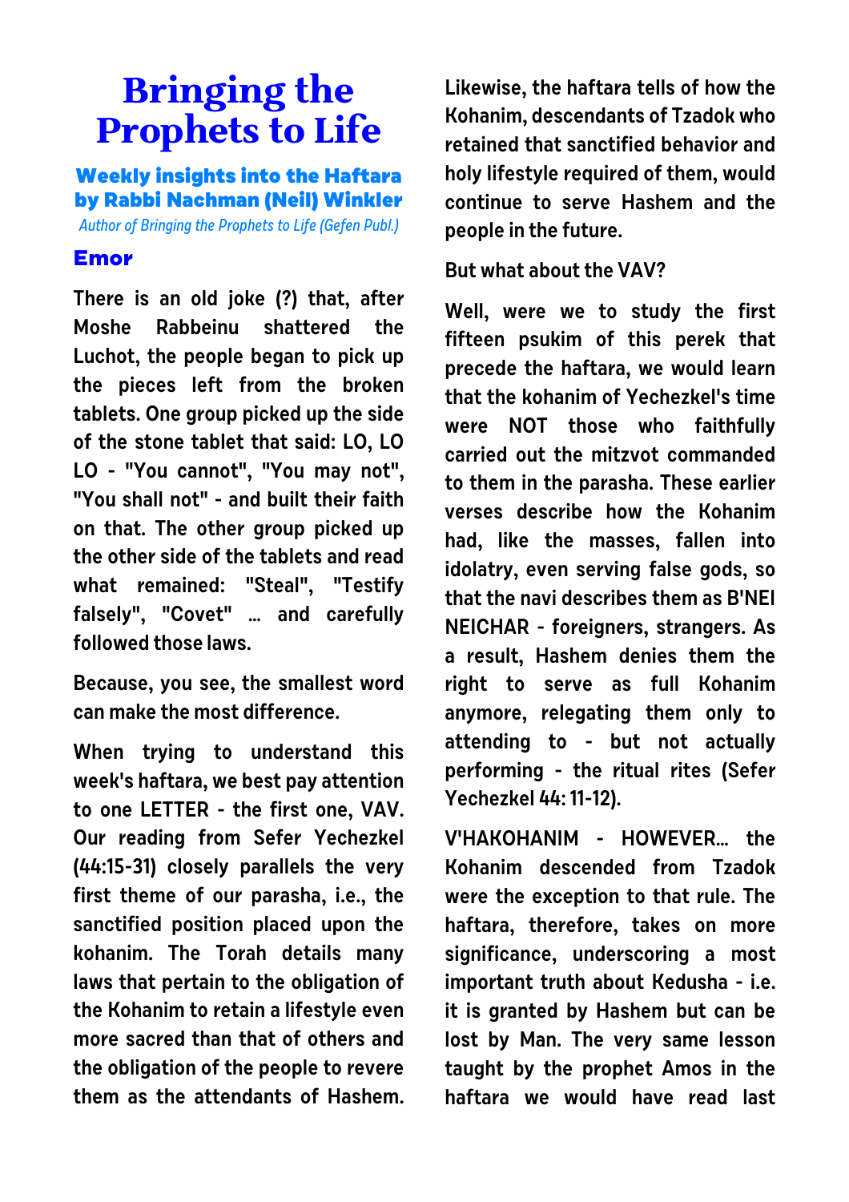# Bringing the Prophets to Life

**Weekly insights into the Haftara by Rabbi Nachman (Neil) Winkler**

*Author of Bringing the Prophets to Life (Gefen Publ.)*

## Emor

There is an old joke (?) that, after Moshe Rabbeinu shattered the Luchot, the people began to pick up the pieces left from the broken tablets. One group picked up the side of the stone tablet that said: LO, LO LO - "You cannot", "You may not", "You shall not" - and built their faith on that. The other group picked up the other side of the tablets and read what remained: "Steal", "Testify falsely", "Covet" … and carefully followed those laws.

Because, you see, the smallest word can make the most difference.

When trying to understand this week's haftara, we best pay attention to one LETTER - the first one, VAV. Our reading from Sefer Yechezkel (44:15-31) closely parallels the very first theme of our parasha, i.e., the sanctified position placed upon the kohanim. The Torah details many laws that pertain to the obligation of the Kohanim to retain a lifestyle even more sacred than that of others and the obligation of the people to revere them as the attendants of Hashem. Likewise, the haftara tells of how the Kohanim, descendants of Tzadok who retained that sanctified behavior and holy lifestyle required of them, would continue to serve Hashem and the people in the future.

But what about the VAV?

Well, were we to study the first fifteen psukim of this perek that precede the haftara, we would learn that the kohanim of Yechezkel's time were NOT those who faithfully carried out the mitzvot commanded to them in the parasha. These earlier verses describe how the Kohanim had, like the masses, fallen into idolatry, even serving false gods, so that the navi describes them as B'NEI NEICHAR - foreigners, strangers. As a result, Hashem denies them the right to serve as full Kohanim anymore, relegating them only to attending to - but not actually performing - the ritual rites (Sefer Yechezkel 44: 11-12).

V'HAKOHANIM - HOWEVER… the Kohanim descended from Tzadok were the exception to that rule. The haftara, therefore, takes on more significance, underscoring a most important truth about Kedusha - i.e. it is granted by Hashem but can be lost by Man. The very same lesson taught by the prophet Amos in the haftara we would have read last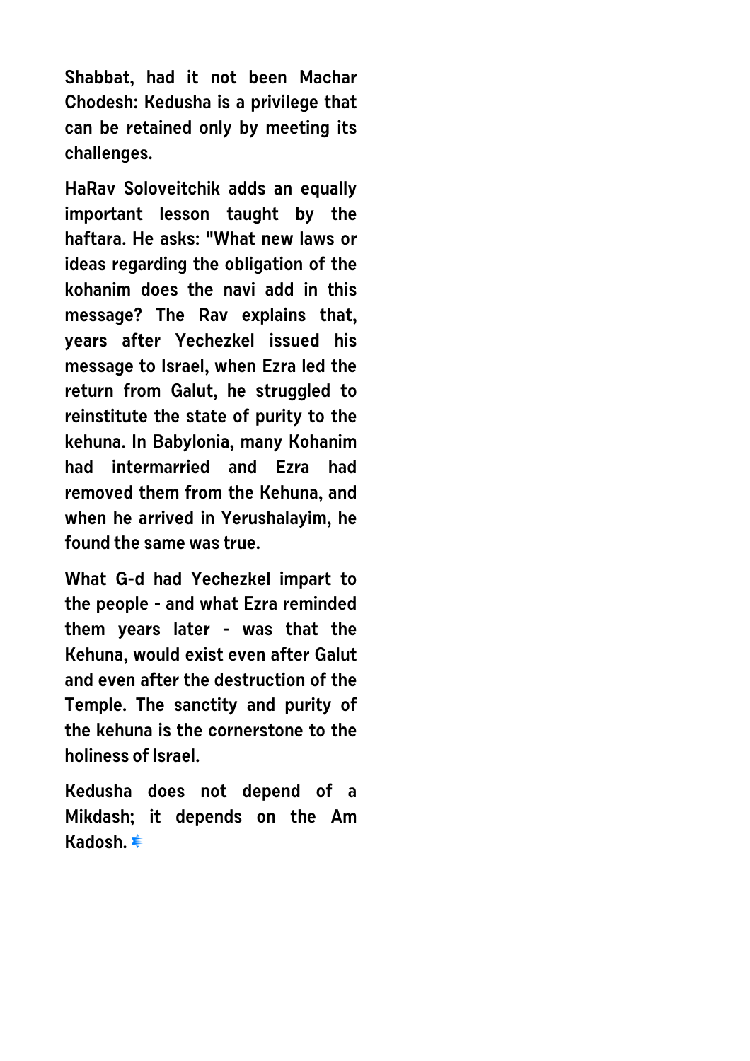**Shabbat, had it not been Machar Chodesh: Kedusha is a privilege that can be retained only by meeting its challenges.**

**HaRav Soloveitchik adds an equally important lesson taught by the haftara. He asks: "What new laws or ideas regarding the obligation of the kohanim does the navi add in this message? The Rav explains that, years after Yechezkel issued his message to Israel, when Ezra led the return from Galut, he struggled to reinstitute the state of purity to the kehuna. In Babylonia, many Kohanim had intermarried and Ezra had removed them from the Kehuna, and when he arrived in Yerushalayim, he found the same was true.**

**What G-d had Yechezkel impart to the people - and what Ezra reminded them years later - was that the Kehuna, would exist even after Galut and even after the destruction of the Temple. The sanctity and purity of the kehuna is the cornerstone to the holiness of Israel.**

**Kedusha does not depend of a Mikdash; it depends on the Am Kadosh.**